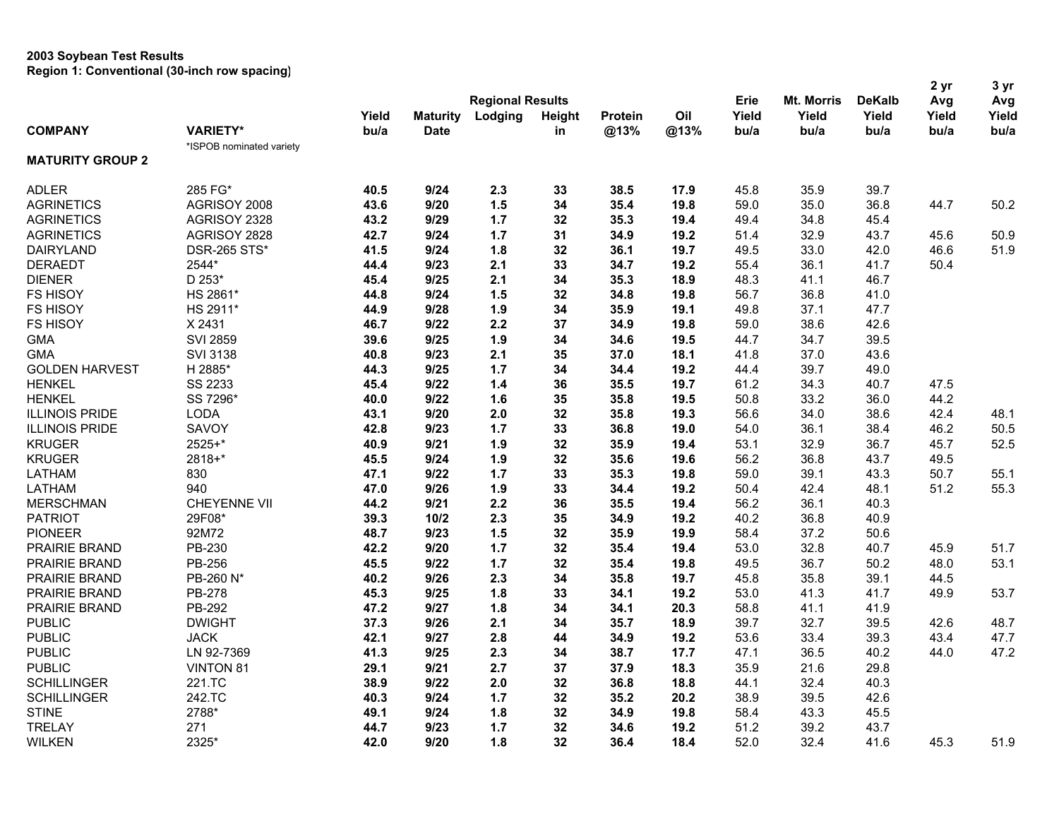**2003 Soybean Test Results**
**Region 1: Conventional (30-inch row spacing)**

| COMPANY | VARIETY* | Yield bu/a | Maturity Date | Lodging | Height in | Protein @13% | Oil @13% | Erie Yield bu/a | Mt. Morris Yield bu/a | DeKalb Yield bu/a | 2 yr Avg Yield bu/a | 3 yr Avg Yield bu/a |
|---|---|---|---|---|---|---|---|---|---|---|---|---|
| | | Regional Results | | | | | | | | | | |
| | *ISPOB nominated variety | | | | | | | | | | | |
| **MATURITY GROUP 2** | | | | | | | | | | | | |
| ADLER | 285 FG* | **40.5** | **9/24** | **2.3** | **33** | **38.5** | **17.9** | 45.8 | 35.9 | 39.7 | | |
| AGRINETICS | AGRISOY 2008 | **43.6** | **9/20** | **1.5** | **34** | **35.4** | **19.8** | 59.0 | 35.0 | 36.8 | 44.7 | 50.2 |
| AGRINETICS | AGRISOY 2328 | **43.2** | **9/29** | **1.7** | **32** | **35.3** | **19.4** | 49.4 | 34.8 | 45.4 | | |
| AGRINETICS | AGRISOY 2828 | **42.7** | **9/24** | **1.7** | **31** | **34.9** | **19.2** | 51.4 | 32.9 | 43.7 | 45.6 | 50.9 |
| DAIRYLAND | DSR-265 STS* | **41.5** | **9/24** | **1.8** | **32** | **36.1** | **19.7** | 49.5 | 33.0 | 42.0 | 46.6 | 51.9 |
| DERAEDT | 2544* | **44.4** | **9/23** | **2.1** | **33** | **34.7** | **19.2** | 55.4 | 36.1 | 41.7 | 50.4 | |
| DIENER | D 253* | **45.4** | **9/25** | **2.1** | **34** | **35.3** | **18.9** | 48.3 | 41.1 | 46.7 | | |
| FS HISOY | HS 2861* | **44.8** | **9/24** | **1.5** | **32** | **34.8** | **19.8** | 56.7 | 36.8 | 41.0 | | |
| FS HISOY | HS 2911* | **44.9** | **9/28** | **1.9** | **34** | **35.9** | **19.1** | 49.8 | 37.1 | 47.7 | | |
| FS HISOY | X 2431 | **46.7** | **9/22** | **2.2** | **37** | **34.9** | **19.8** | 59.0 | 38.6 | 42.6 | | |
| GMA | SVI 2859 | **39.6** | **9/25** | **1.9** | **34** | **34.6** | **19.5** | 44.7 | 34.7 | 39.5 | | |
| GMA | SVI 3138 | **40.8** | **9/23** | **2.1** | **35** | **37.0** | **18.1** | 41.8 | 37.0 | 43.6 | | |
| GOLDEN HARVEST | H 2885* | **44.3** | **9/25** | **1.7** | **34** | **34.4** | **19.2** | 44.4 | 39.7 | 49.0 | | |
| HENKEL | SS 2233 | **45.4** | **9/22** | **1.4** | **36** | **35.5** | **19.7** | 61.2 | 34.3 | 40.7 | 47.5 | |
| HENKEL | SS 7296* | **40.0** | **9/22** | **1.6** | **35** | **35.8** | **19.5** | 50.8 | 33.2 | 36.0 | 44.2 | |
| ILLINOIS PRIDE | LODA | **43.1** | **9/20** | **2.0** | **32** | **35.8** | **19.3** | 56.6 | 34.0 | 38.6 | 42.4 | 48.1 |
| ILLINOIS PRIDE | SAVOY | **42.8** | **9/23** | **1.7** | **33** | **36.8** | **19.0** | 54.0 | 36.1 | 38.4 | 46.2 | 50.5 |
| KRUGER | 2525+* | **40.9** | **9/21** | **1.9** | **32** | **35.9** | **19.4** | 53.1 | 32.9 | 36.7 | 45.7 | 52.5 |
| KRUGER | 2818+* | **45.5** | **9/24** | **1.9** | **32** | **35.6** | **19.6** | 56.2 | 36.8 | 43.7 | 49.5 | |
| LATHAM | 830 | **47.1** | **9/22** | **1.7** | **33** | **35.3** | **19.8** | 59.0 | 39.1 | 43.3 | 50.7 | 55.1 |
| LATHAM | 940 | **47.0** | **9/26** | **1.9** | **33** | **34.4** | **19.2** | 50.4 | 42.4 | 48.1 | 51.2 | 55.3 |
| MERSCHMAN | CHEYENNE VII | **44.2** | **9/21** | **2.2** | **36** | **35.5** | **19.4** | 56.2 | 36.1 | 40.3 | | |
| PATRIOT | 29F08* | **39.3** | **10/2** | **2.3** | **35** | **34.9** | **19.2** | 40.2 | 36.8 | 40.9 | | |
| PIONEER | 92M72 | **48.7** | **9/23** | **1.5** | **32** | **35.9** | **19.9** | 58.4 | 37.2 | 50.6 | | |
| PRAIRIE BRAND | PB-230 | **42.2** | **9/20** | **1.7** | **32** | **35.4** | **19.4** | 53.0 | 32.8 | 40.7 | 45.9 | 51.7 |
| PRAIRIE BRAND | PB-256 | **45.5** | **9/22** | **1.7** | **32** | **35.4** | **19.8** | 49.5 | 36.7 | 50.2 | 48.0 | 53.1 |
| PRAIRIE BRAND | PB-260 N* | **40.2** | **9/26** | **2.3** | **34** | **35.8** | **19.7** | 45.8 | 35.8 | 39.1 | 44.5 | |
| PRAIRIE BRAND | PB-278 | **45.3** | **9/25** | **1.8** | **33** | **34.1** | **19.2** | 53.0 | 41.3 | 41.7 | 49.9 | 53.7 |
| PRAIRIE BRAND | PB-292 | **47.2** | **9/27** | **1.8** | **34** | **34.1** | **20.3** | 58.8 | 41.1 | 41.9 | | |
| PUBLIC | DWIGHT | **37.3** | **9/26** | **2.1** | **34** | **35.7** | **18.9** | 39.7 | 32.7 | 39.5 | 42.6 | 48.7 |
| PUBLIC | JACK | **42.1** | **9/27** | **2.8** | **44** | **34.9** | **19.2** | 53.6 | 33.4 | 39.3 | 43.4 | 47.7 |
| PUBLIC | LN 92-7369 | **41.3** | **9/25** | **2.3** | **34** | **38.7** | **17.7** | 47.1 | 36.5 | 40.2 | 44.0 | 47.2 |
| PUBLIC | VINTON 81 | **29.1** | **9/21** | **2.7** | **37** | **37.9** | **18.3** | 35.9 | 21.6 | 29.8 | | |
| SCHILLINGER | 221.TC | **38.9** | **9/22** | **2.0** | **32** | **36.8** | **18.8** | 44.1 | 32.4 | 40.3 | | |
| SCHILLINGER | 242.TC | **40.3** | **9/24** | **1.7** | **32** | **35.2** | **20.2** | 38.9 | 39.5 | 42.6 | | |
| STINE | 2788* | **49.1** | **9/24** | **1.8** | **32** | **34.9** | **19.8** | 58.4 | 43.3 | 45.5 | | |
| TRELAY | 271 | **44.7** | **9/23** | **1.7** | **32** | **34.6** | **19.2** | 51.2 | 39.2 | 43.7 | | |
| WILKEN | 2325* | **42.0** | **9/20** | **1.8** | **32** | **36.4** | **18.4** | 52.0 | 32.4 | 41.6 | 45.3 | 51.9 |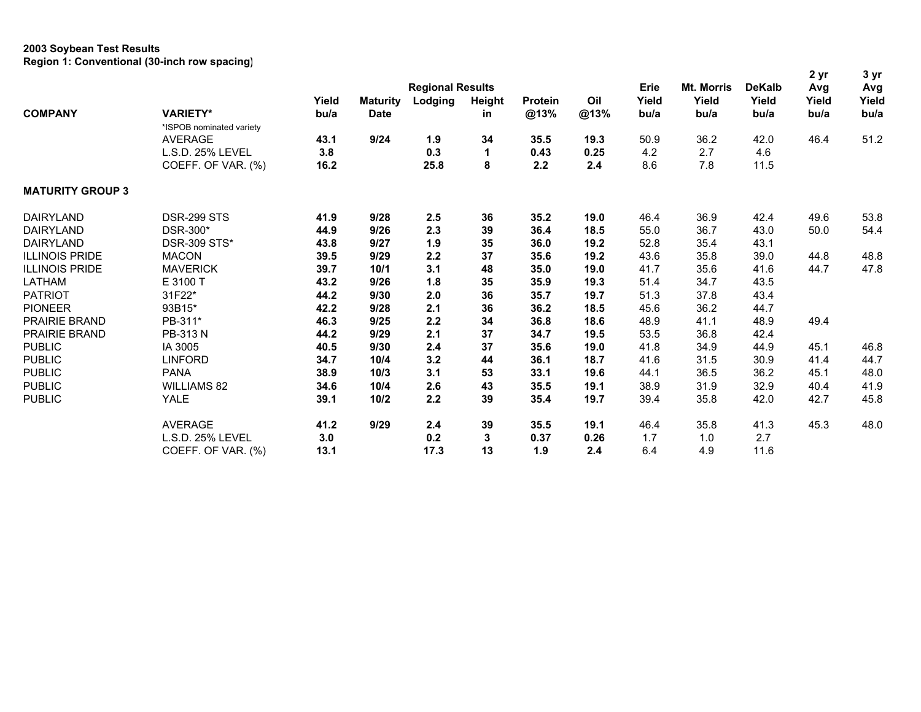**2003 Soybean Test Results**
**Region 1: Conventional (30-inch row spacing)**

| COMPANY | VARIETY* | Yield bu/a | Maturity Date | Regional Results Lodging | Height in | Protein @13% | Oil @13% | Erie Yield bu/a | Mt. Morris Yield bu/a | DeKalb Yield bu/a | 2 yr Avg Yield bu/a | 3 yr Avg Yield bu/a |
|---|---|---|---|---|---|---|---|---|---|---|---|---|
| | *ISPOB nominated variety | | | | | | | | | | | |
| | AVERAGE | **43.1** | **9/24** | **1.9** | **34** | **35.5** | **19.3** | 50.9 | 36.2 | 42.0 | 46.4 | 51.2 |
| | L.S.D. 25% LEVEL | **3.8** | | **0.3** | **1** | **0.43** | **0.25** | 4.2 | 2.7 | 4.6 | | |
| | COEFF. OF VAR. (%) | **16.2** | | **25.8** | **8** | **2.2** | **2.4** | 8.6 | 7.8 | 11.5 | | |
| **MATURITY GROUP 3** | | | | | | | | | | | | |
| DAIRYLAND | DSR-299 STS | **41.9** | **9/28** | **2.5** | **36** | **35.2** | **19.0** | 46.4 | 36.9 | 42.4 | 49.6 | 53.8 |
| DAIRYLAND | DSR-300* | **44.9** | **9/26** | **2.3** | **39** | **36.4** | **18.5** | 55.0 | 36.7 | 43.0 | 50.0 | 54.4 |
| DAIRYLAND | DSR-309 STS* | **43.8** | **9/27** | **1.9** | **35** | **36.0** | **19.2** | 52.8 | 35.4 | 43.1 | | |
| ILLINOIS PRIDE | MACON | **39.5** | **9/29** | **2.2** | **37** | **35.6** | **19.2** | 43.6 | 35.8 | 39.0 | 44.8 | 48.8 |
| ILLINOIS PRIDE | MAVERICK | **39.7** | **10/1** | **3.1** | **48** | **35.0** | **19.0** | 41.7 | 35.6 | 41.6 | 44.7 | 47.8 |
| LATHAM | E 3100 T | **43.2** | **9/26** | **1.8** | **35** | **35.9** | **19.3** | 51.4 | 34.7 | 43.5 | | |
| PATRIOT | 31F22* | **44.2** | **9/30** | **2.0** | **36** | **35.7** | **19.7** | 51.3 | 37.8 | 43.4 | | |
| PIONEER | 93B15* | **42.2** | **9/28** | **2.1** | **36** | **36.2** | **18.5** | 45.6 | 36.2 | 44.7 | | |
| PRAIRIE BRAND | PB-311* | **46.3** | **9/25** | **2.2** | **34** | **36.8** | **18.6** | 48.9 | 41.1 | 48.9 | 49.4 | |
| PRAIRIE BRAND | PB-313 N | **44.2** | **9/29** | **2.1** | **37** | **34.7** | **19.5** | 53.5 | 36.8 | 42.4 | | |
| PUBLIC | IA 3005 | **40.5** | **9/30** | **2.4** | **37** | **35.6** | **19.0** | 41.8 | 34.9 | 44.9 | 45.1 | 46.8 |
| PUBLIC | LINFORD | **34.7** | **10/4** | **3.2** | **44** | **36.1** | **18.7** | 41.6 | 31.5 | 30.9 | 41.4 | 44.7 |
| PUBLIC | PANA | **38.9** | **10/3** | **3.1** | **53** | **33.1** | **19.6** | 44.1 | 36.5 | 36.2 | 45.1 | 48.0 |
| PUBLIC | WILLIAMS 82 | **34.6** | **10/4** | **2.6** | **43** | **35.5** | **19.1** | 38.9 | 31.9 | 32.9 | 40.4 | 41.9 |
| PUBLIC | YALE | **39.1** | **10/2** | **2.2** | **39** | **35.4** | **19.7** | 39.4 | 35.8 | 42.0 | 42.7 | 45.8 |
| | AVERAGE | **41.2** | **9/29** | **2.4** | **39** | **35.5** | **19.1** | 46.4 | 35.8 | 41.3 | 45.3 | 48.0 |
| | L.S.D. 25% LEVEL | **3.0** | | **0.2** | **3** | **0.37** | **0.26** | 1.7 | 1.0 | 2.7 | | |
| | COEFF. OF VAR. (%) | **13.1** | | **17.3** | **13** | **1.9** | **2.4** | 6.4 | 4.9 | 11.6 | | |